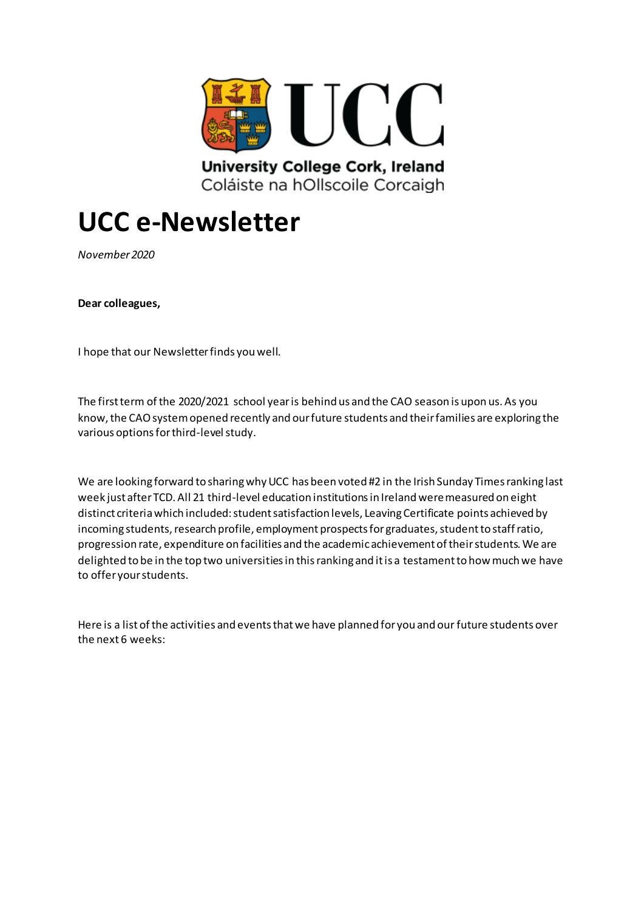University College Cork, Ireland
Coláiste na hOllscoile Corcaigh

# UCC e-Newsletter

*November 2020*

**Dear colleagues,**

I hope that our Newsletter finds you well.

The first term of the 2020/2021 school year is behind us and the CAO season is upon us. As you know, the CAO system opened recently and our future students and their families are exploring the various options for third-level study.

We are looking forward to sharing why UCC has been voted #2 in the Irish Sunday Times ranking last week just after TCD. All 21 third-level education institutions in Ireland were measured on eight distinct criteria which included: student satisfaction levels, Leaving Certificate points achieved by incoming students, research profile, employment prospects for graduates, student to staff ratio, progression rate, expenditure on facilities and the academic achievement of their students. We are delighted to be in the top two universities in this ranking and it is a testament to how much we have to offer your students.

Here is a list of the activities and events that we have planned for you and our future students over the next 6 weeks: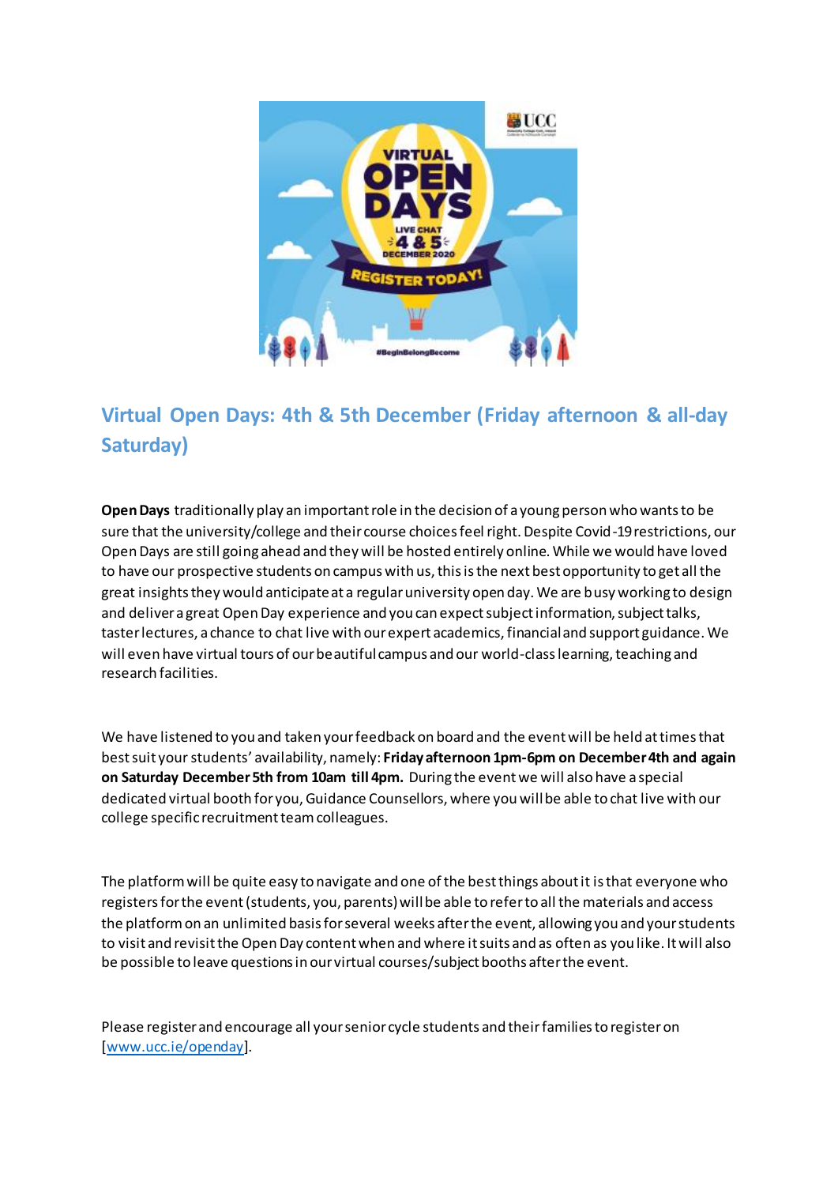## Virtual Open Days: 4th & 5th December (Friday afternoon & all-day Saturday)

**Open Days** traditionally play an important role in the decision of a young person who wants to be sure that the university/college and their course choices feel right. Despite Covid-19 restrictions, our Open Days are still going ahead and they will be hosted entirely online. While we would have loved to have our prospective students on campus with us, this is the next best opportunity to get all the great insights they would anticipate at a regular university open day. We are busy working to design and deliver a great Open Day experience and you can expect subject information, subject talks, taster lectures, a chance to chat live with our expert academics, financial and support guidance. We will even have virtual tours of our beautiful campus and our world-class learning, teaching and research facilities.

We have listened to you and taken your feedback on board and the event will be held at times that best suit your students' availability, namely: **Friday afternoon 1pm-6pm on December 4th and again on Saturday December 5th from 10am till 4pm.** During the event we will also have a special dedicated virtual booth for you, Guidance Counsellors, where you will be able to chat live with our college specific recruitment team colleagues.

The platform will be quite easy to navigate and one of the best things about it is that everyone who registers for the event (students, you, parents) will be able to refer to all the materials and access the platform on an unlimited basis for several weeks after the event, allowing you and your students to visit and revisit the Open Day content when and where it suits and as often as you like. It will also be possible to leave questions in our virtual courses/subject booths after the event.

Please register and encourage all your senior cycle students and their families to register on [www.ucc.ie/openday].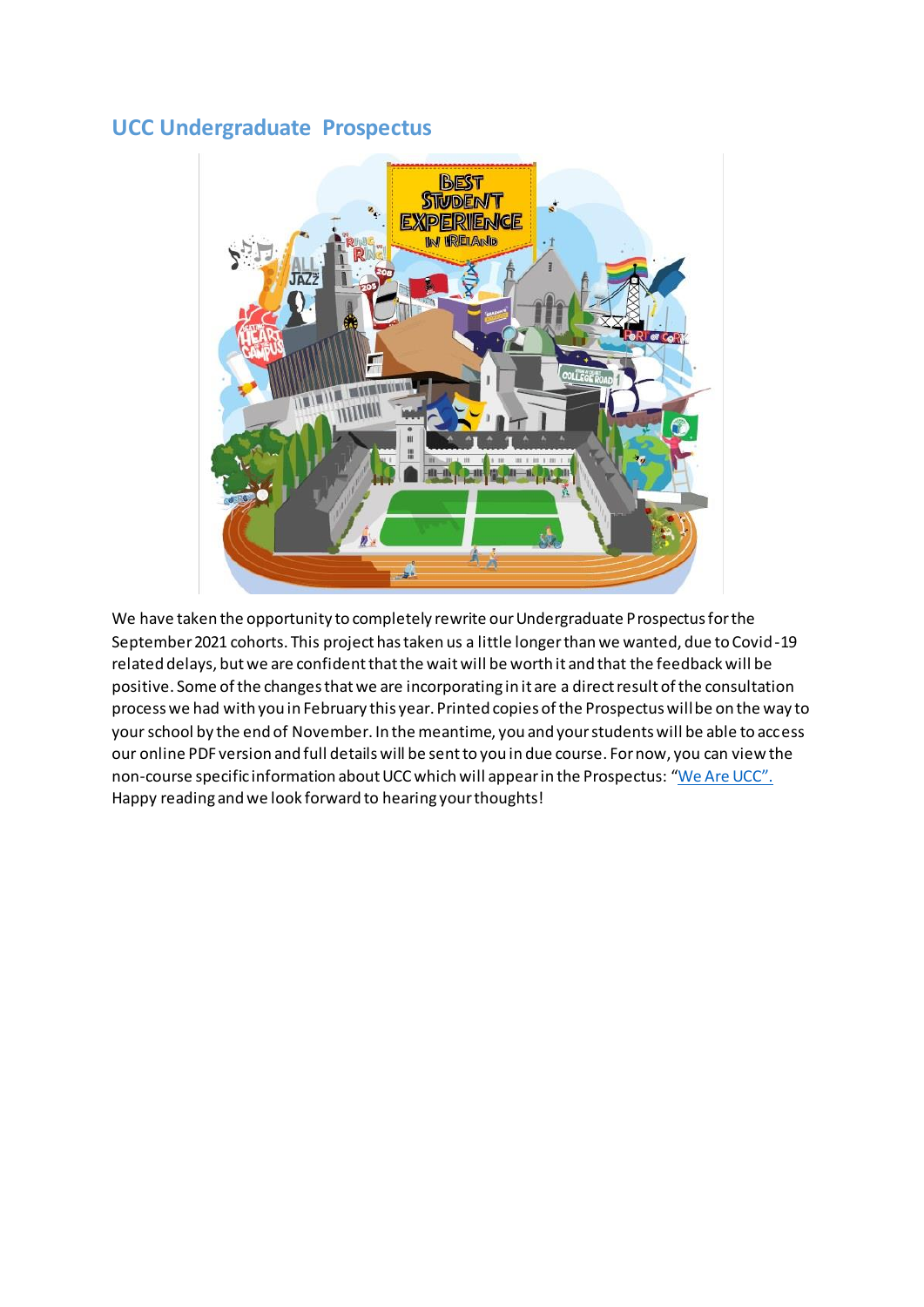## UCC Undergraduate Prospectus

We have taken the opportunity to completely rewrite our Undergraduate Prospectus for the September 2021 cohorts. This project has taken us a little longer than we wanted, due to Covid-19 related delays, but we are confident that the wait will be worth it and that the feedback will be positive. Some of the changes that we are incorporating in it are a direct result of the consultation process we had with you in February this year. Printed copies of the Prospectus will be on the way to your school by the end of November. In the meantime, you and your students will be able to access our online PDF version and full details will be sent to you in due course. For now, you can view the non-course specific information about UCC which will appear in the Prospectus: "We Are UCC". Happy reading and we look forward to hearing your thoughts!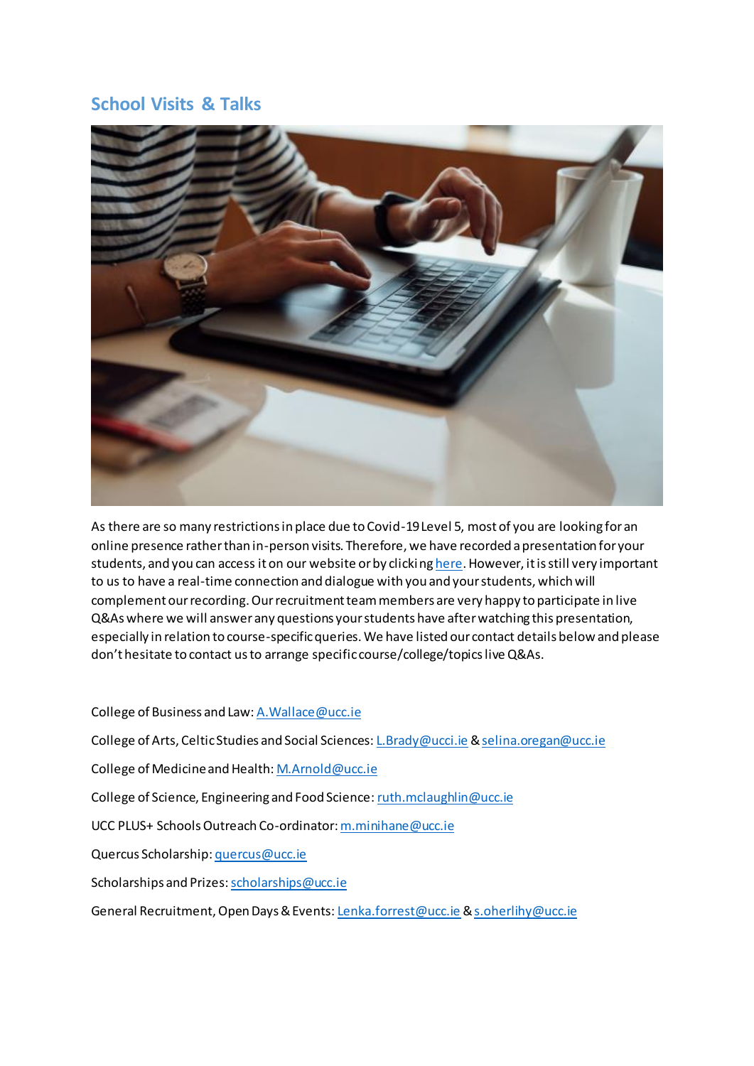## School Visits & Talks

As there are so many restrictions in place due to Covid-19 Level 5, most of you are looking for an online presence rather than in-person visits. Therefore, we have recorded a presentation for your students, and you can access it on our website or by clicking here. However, it is still very important to us to have a real-time connection and dialogue with you and your students, which will complement our recording. Our recruitment team members are very happy to participate in live Q&As where we will answer any questions your students have after watching this presentation, especially in relation to course-specific queries. We have listed our contact details below and please don't hesitate to contact us to arrange specific course/college/topics live Q&As.

College of Business and Law: A.Wallace@ucc.ie

College of Arts, Celtic Studies and Social Sciences: L.Brady@ucci.ie & selina.oregan@ucc.ie

College of Medicine and Health: M.Arnold@ucc.ie

College of Science, Engineering and Food Science: ruth.mclaughlin@ucc.ie

UCC PLUS+ Schools Outreach Co-ordinator: m.minihane@ucc.ie

Quercus Scholarship: quercus@ucc.ie

Scholarships and Prizes: scholarships@ucc.ie

General Recruitment, Open Days & Events: Lenka.forrest@ucc.ie & s.oherlihy@ucc.ie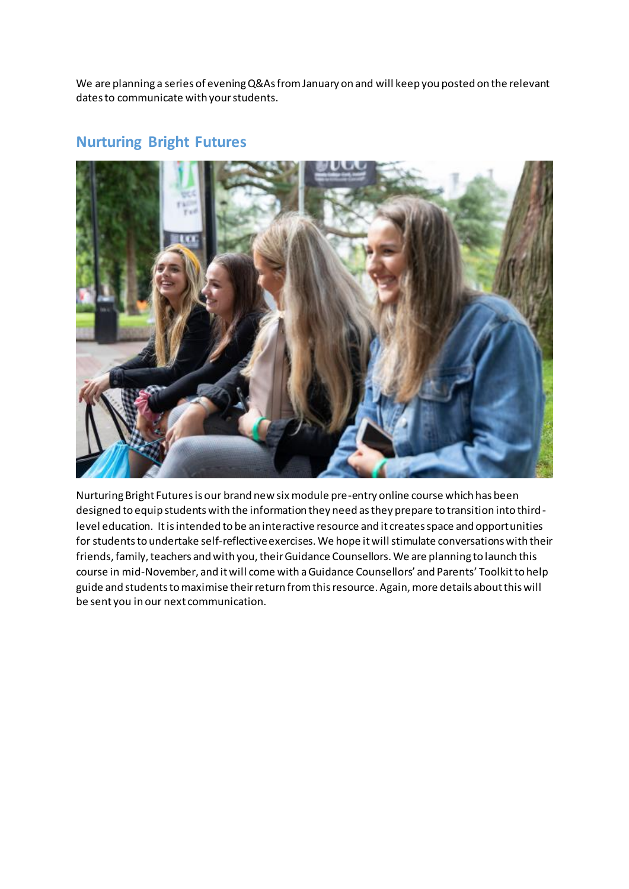We are planning a series of evening Q&As from January on and will keep you posted on the relevant dates to communicate with your students.

## Nurturing Bright Futures

Nurturing Bright Futures is our brand new six module pre-entry online course which has been designed to equip students with the information they need as they prepare to transition into third-level education. It is intended to be an interactive resource and it creates space and opportunities for students to undertake self-reflective exercises. We hope it will stimulate conversations with their friends, family, teachers and with you, their Guidance Counsellors. We are planning to launch this course in mid-November, and it will come with a Guidance Counsellors' and Parents' Toolkit to help guide and students to maximise their return from this resource. Again, more details about this will be sent you in our next communication.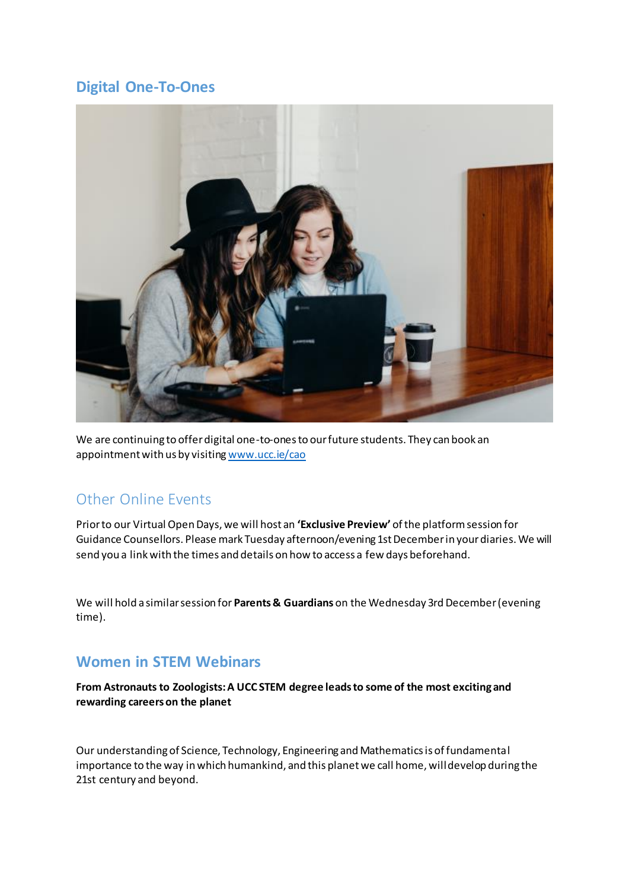## Digital One-To-Ones

We are continuing to offer digital one-to-ones to our future students. They can book an appointment with us by visiting [www.ucc.ie/cao](www.ucc.ie/cao)

## Other Online Events

Prior to our Virtual Open Days, we will host an **'Exclusive Preview'** of the platform session for Guidance Counsellors. Please mark Tuesday afternoon/evening 1st December in your diaries. We will send you a link with the times and details on how to access a few days beforehand.

We will hold a similar session for **Parents & Guardians** on the Wednesday 3rd December (evening time).

## Women in STEM Webinars

**From Astronauts to Zoologists: A UCC STEM degree leads to some of the most exciting and rewarding careers on the planet**

Our understanding of Science, Technology, Engineering and Mathematics is of fundamental importance to the way in which humankind, and this planet we call home, will develop during the 21st century and beyond.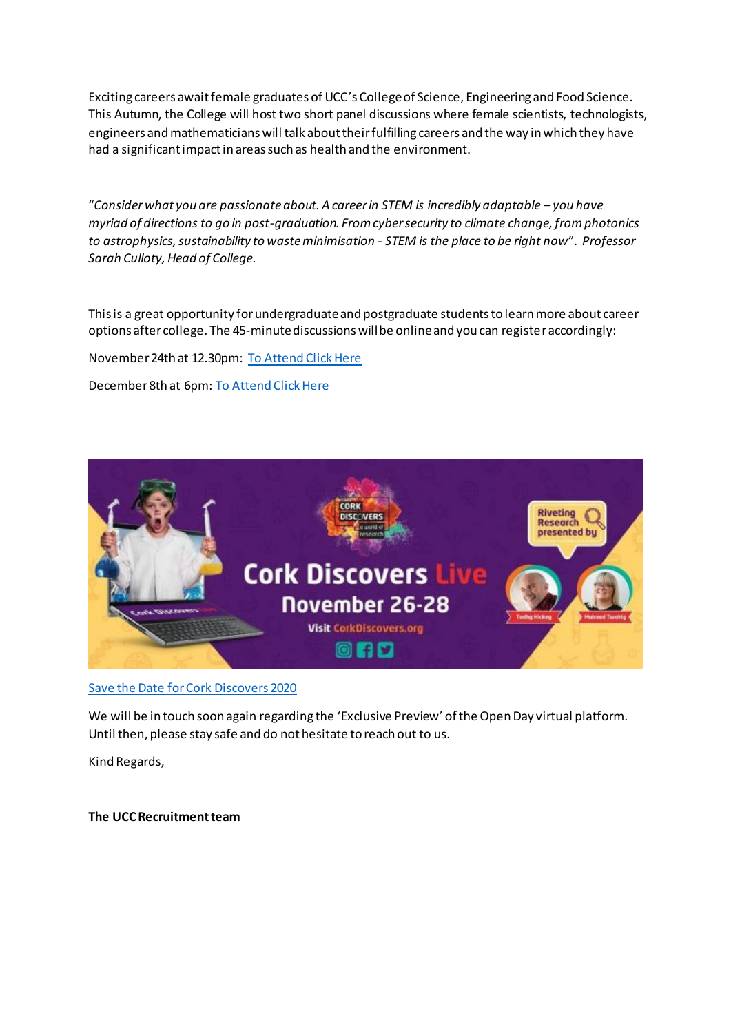Exciting careers await female graduates of UCC's College of Science, Engineering and Food Science. This Autumn, the College will host two short panel discussions where female scientists, technologists, engineers and mathematicians will talk about their fulfilling careers and the way in which they have had a significant impact in areas such as health and the environment.

*"Consider what you are passionate about. A career in STEM is incredibly adaptable – you have myriad of directions to go in post-graduation. From cyber security to climate change, from photonics to astrophysics, sustainability to waste minimisation - STEM is the place to be right now". Professor Sarah Culloty, Head of College.*

This is a great opportunity for undergraduate and postgraduate students to learn more about career options after college. The 45-minute discussions will be online and you can register accordingly:

November 24th at 12.30pm: To Attend Click Here

December 8th at 6pm: To Attend Click Here

Save the Date for Cork Discovers 2020

We will be in touch soon again regarding the 'Exclusive Preview' of the Open Day virtual platform. Until then, please stay safe and do not hesitate to reach out to us.

Kind Regards,

**The UCC Recruitment team**